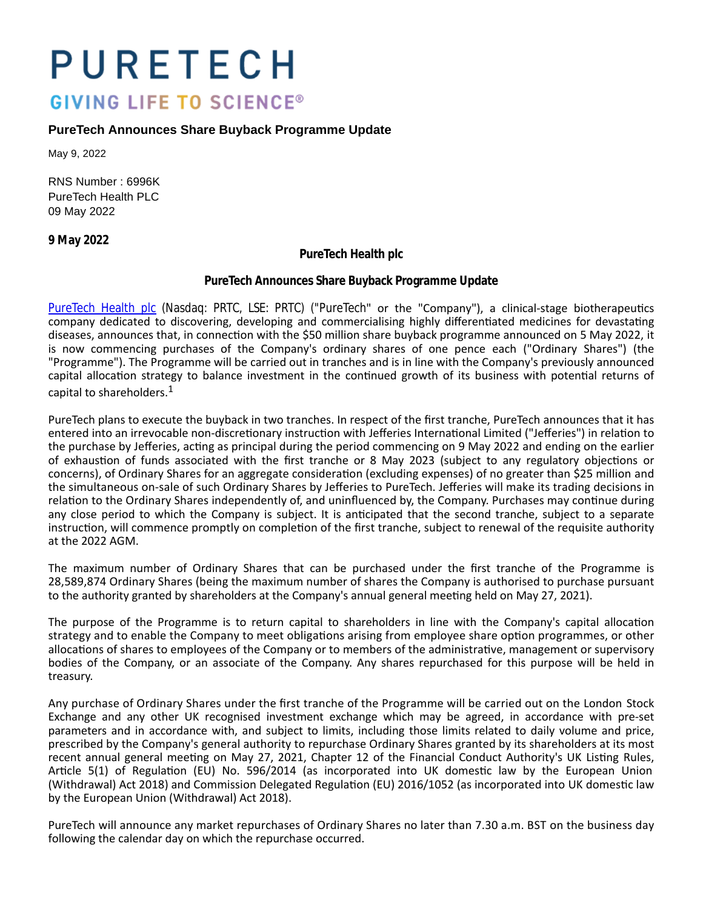# PURETECH

GIVING LIFE TO SCIENCE®

## PureTech Announces Share Buyback Programme Update

May 9, 2022

RNS Number : 6996K
PureTech Health PLC
09 May 2022

**9 May 2022**

**PureTech Health plc**

**PureTech Announces Share Buyback Programme Update**

PureTech Health plc (Nasdaq: PRTC, LSE: PRTC) ("PureTech" or the "Company"), a clinical-stage biotherapeutics company dedicated to discovering, developing and commercialising highly differentiated medicines for devastating diseases, announces that, in connection with the $50 million share buyback programme announced on 5 May 2022, it is now commencing purchases of the Company's ordinary shares of one pence each ("Ordinary Shares") (the "Programme"). The Programme will be carried out in tranches and is in line with the Company's previously announced capital allocation strategy to balance investment in the continued growth of its business with potential returns of capital to shareholders.[1]

PureTech plans to execute the buyback in two tranches. In respect of the first tranche, PureTech announces that it has entered into an irrevocable non-discretionary instruction with Jefferies International Limited ("Jefferies") in relation to the purchase by Jefferies, acting as principal during the period commencing on 9 May 2022 and ending on the earlier of exhaustion of funds associated with the first tranche or 8 May 2023 (subject to any regulatory objections or concerns), of Ordinary Shares for an aggregate consideration (excluding expenses) of no greater than $25 million and the simultaneous on-sale of such Ordinary Shares by Jefferies to PureTech. Jefferies will make its trading decisions in relation to the Ordinary Shares independently of, and uninfluenced by, the Company. Purchases may continue during any close period to which the Company is subject. It is anticipated that the second tranche, subject to a separate instruction, will commence promptly on completion of the first tranche, subject to renewal of the requisite authority at the 2022 AGM.

The maximum number of Ordinary Shares that can be purchased under the first tranche of the Programme is 28,589,874 Ordinary Shares (being the maximum number of shares the Company is authorised to purchase pursuant to the authority granted by shareholders at the Company's annual general meeting held on May 27, 2021).

The purpose of the Programme is to return capital to shareholders in line with the Company's capital allocation strategy and to enable the Company to meet obligations arising from employee share option programmes, or other allocations of shares to employees of the Company or to members of the administrative, management or supervisory bodies of the Company, or an associate of the Company. Any shares repurchased for this purpose will be held in treasury.

Any purchase of Ordinary Shares under the first tranche of the Programme will be carried out on the London Stock Exchange and any other UK recognised investment exchange which may be agreed, in accordance with pre-set parameters and in accordance with, and subject to limits, including those limits related to daily volume and price, prescribed by the Company's general authority to repurchase Ordinary Shares granted by its shareholders at its most recent annual general meeting on May 27, 2021, Chapter 12 of the Financial Conduct Authority's UK Listing Rules, Article 5(1) of Regulation (EU) No. 596/2014 (as incorporated into UK domestic law by the European Union (Withdrawal) Act 2018) and Commission Delegated Regulation (EU) 2016/1052 (as incorporated into UK domestic law by the European Union (Withdrawal) Act 2018).

PureTech will announce any market repurchases of Ordinary Shares no later than 7.30 a.m. BST on the business day following the calendar day on which the repurchase occurred.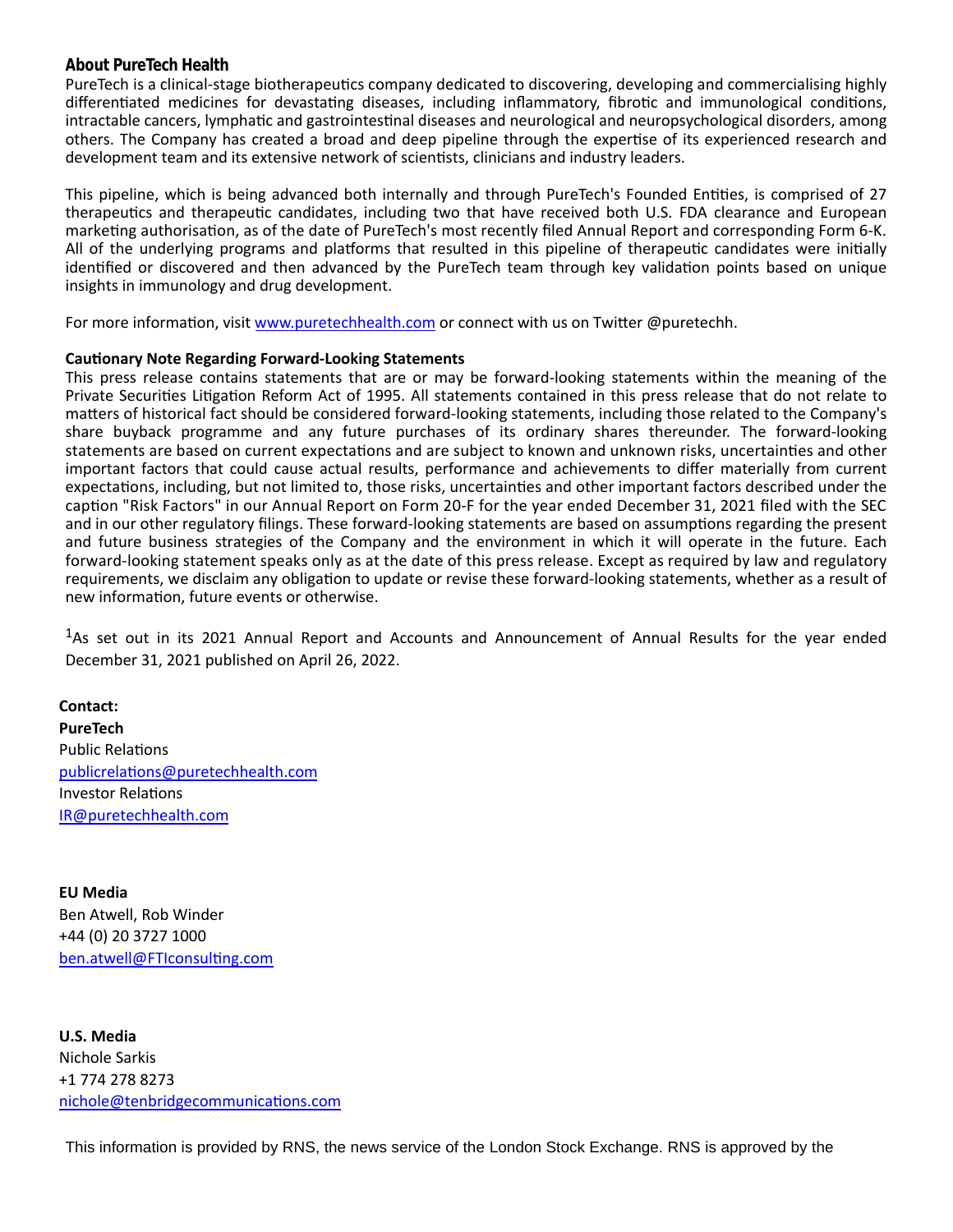## About PureTech Health

PureTech is a clinical-stage biotherapeutics company dedicated to discovering, developing and commercialising highly differentiated medicines for devastating diseases, including inflammatory, fibrotic and immunological conditions, intractable cancers, lymphatic and gastrointestinal diseases and neurological and neuropsychological disorders, among others. The Company has created a broad and deep pipeline through the expertise of its experienced research and development team and its extensive network of scientists, clinicians and industry leaders.

This pipeline, which is being advanced both internally and through PureTech's Founded Entities, is comprised of 27 therapeutics and therapeutic candidates, including two that have received both U.S. FDA clearance and European marketing authorisation, as of the date of PureTech's most recently filed Annual Report and corresponding Form 6-K. All of the underlying programs and platforms that resulted in this pipeline of therapeutic candidates were initially identified or discovered and then advanced by the PureTech team through key validation points based on unique insights in immunology and drug development.

For more information, visit [www.puretechhealth.com](www.puretechhealth.com) or connect with us on Twitter @puretechh.

**Cautionary Note Regarding Forward-Looking Statements**

This press release contains statements that are or may be forward-looking statements within the meaning of the Private Securities Litigation Reform Act of 1995. All statements contained in this press release that do not relate to matters of historical fact should be considered forward-looking statements, including those related to the Company's share buyback programme and any future purchases of its ordinary shares thereunder. The forward-looking statements are based on current expectations and are subject to known and unknown risks, uncertainties and other important factors that could cause actual results, performance and achievements to differ materially from current expectations, including, but not limited to, those risks, uncertainties and other important factors described under the caption "Risk Factors" in our Annual Report on Form 20-F for the year ended December 31, 2021 filed with the SEC and in our other regulatory filings. These forward-looking statements are based on assumptions regarding the present and future business strategies of the Company and the environment in which it will operate in the future. Each forward-looking statement speaks only as at the date of this press release. Except as required by law and regulatory requirements, we disclaim any obligation to update or revise these forward-looking statements, whether as a result of new information, future events or otherwise.

[1]As set out in its 2021 Annual Report and Accounts and Announcement of Annual Results for the year ended December 31, 2021 published on April 26, 2022.

**Contact:**
**PureTech**
Public Relations
[publicrelations@puretechhealth.com](mailto:publicrelations@puretechhealth.com)
Investor Relations
[IR@puretechhealth.com](mailto:IR@puretechhealth.com)

**EU Media**
Ben Atwell, Rob Winder
+44 (0) 20 3727 1000
[ben.atwell@FTIconsulting.com](mailto:ben.atwell@FTIconsulting.com)

**U.S. Media**
Nichole Sarkis
+1 774 278 8273
[nichole@tenbridgecommunications.com](mailto:nichole@tenbridgecommunications.com)

This information is provided by RNS, the news service of the London Stock Exchange. RNS is approved by the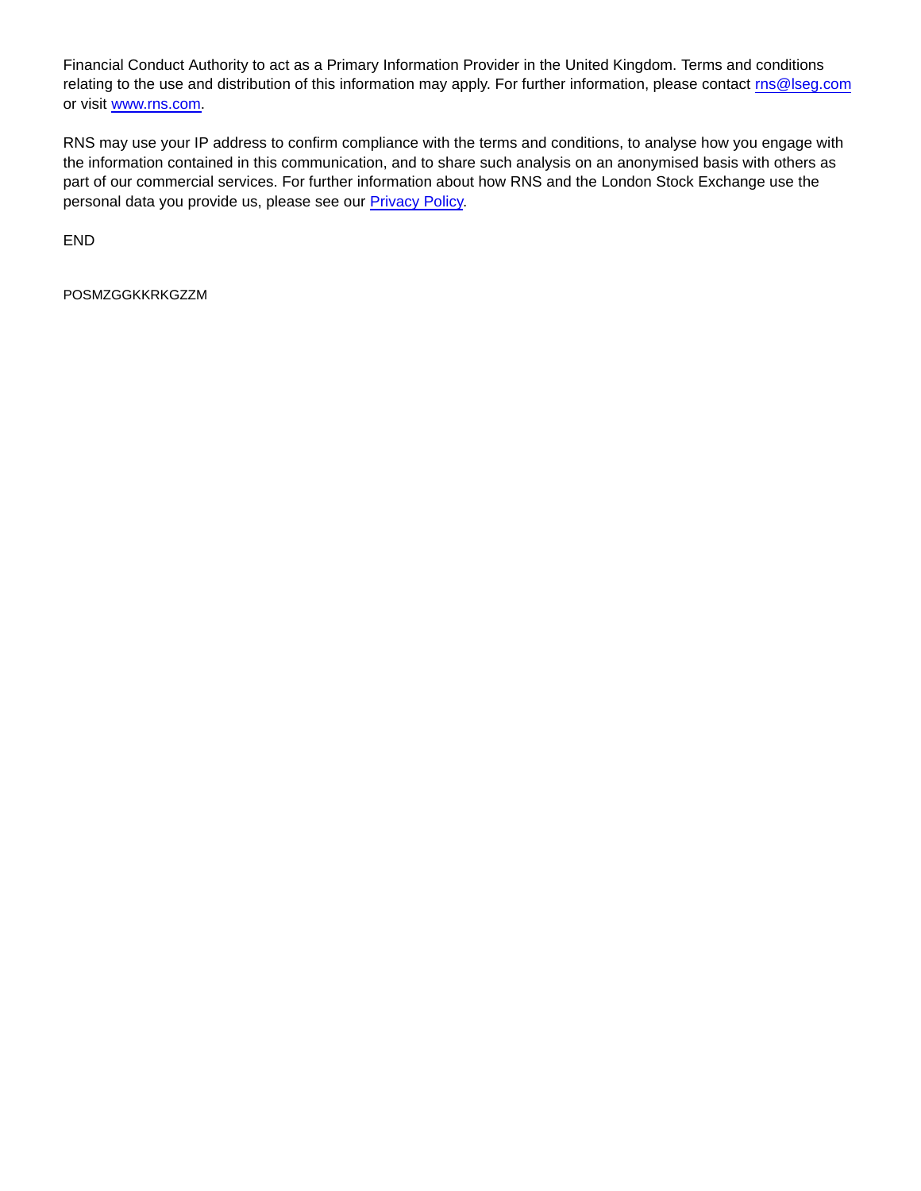Financial Conduct Authority to act as a Primary Information Provider in the United Kingdom. Terms and conditions relating to the use and distribution of this information may apply. For further information, please contact rns@lseg.com or visit www.rns.com.

RNS may use your IP address to confirm compliance with the terms and conditions, to analyse how you engage with the information contained in this communication, and to share such analysis on an anonymised basis with others as part of our commercial services. For further information about how RNS and the London Stock Exchange use the personal data you provide us, please see our Privacy Policy.

END

POSMZGGKKRKGZZM